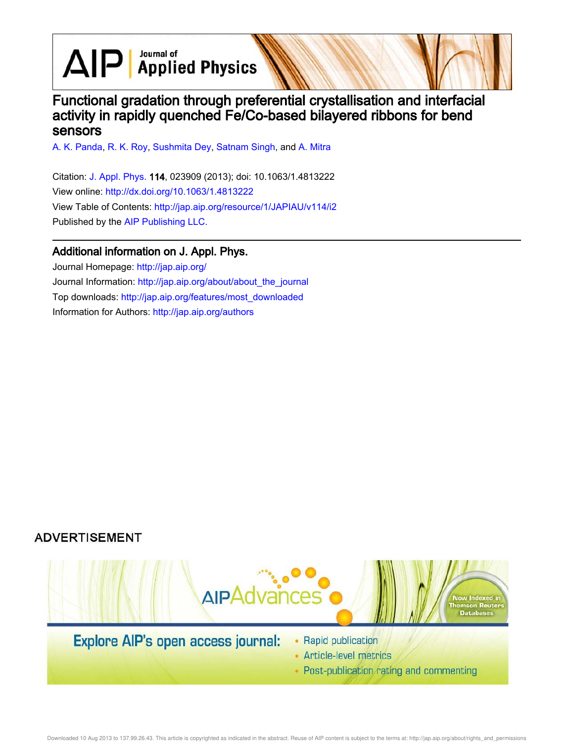# Functional gradation through preferential crystallisation and interfacial activity in rapidly quenched Fe/Co-based bilayered ribbons for bend sensors

A. K. Panda, R. K. Roy, Sushmita Dey, Satnam Singh, and A. Mitra

Citation: J. Appl. Phys. **114**, 023909 (2013); doi: 10.1063/1.4813222
View online: http://dx.doi.org/10.1063/1.4813222
View Table of Contents: http://jap.aip.org/resource/1/JAPIAU/v114/i2
Published by the AIP Publishing LLC.

## Additional information on J. Appl. Phys.

Journal Homepage: http://jap.aip.org/
Journal Information: http://jap.aip.org/about/about_the_journal
Top downloads: http://jap.aip.org/features/most_downloaded
Information for Authors: http://jap.aip.org/authors

ADVERTISEMENT

AIPAdvances

Now Indexed in Thomson Reuters Databases

Explore AIP's open access journal:

- Rapid publication
- Article-level metrics
- Post-publication rating and commenting

Downloaded 10 Aug 2013 to 137.99.26.43. This article is copyrighted as indicated in the abstract. Reuse of AIP content is subject to the terms at: http://jap.aip.org/about/rights_and_permissions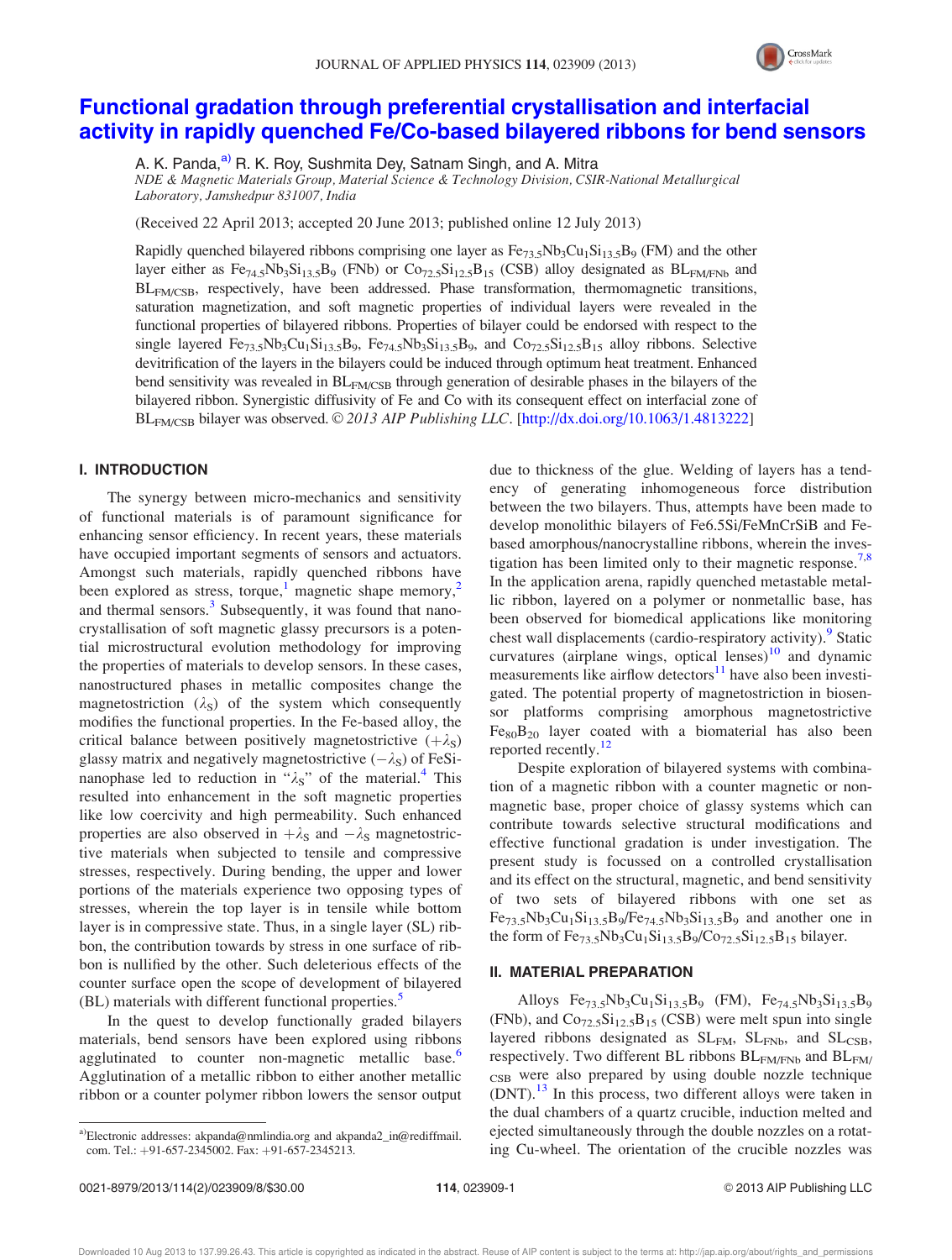# Functional gradation through preferential crystallisation and interfacial activity in rapidly quenched Fe/Co-based bilayered ribbons for bend sensors

A. K. Panda,[a)] R. K. Roy, Sushmita Dey, Satnam Singh, and A. Mitra

*NDE & Magnetic Materials Group, Material Science & Technology Division, CSIR-National Metallurgical Laboratory, Jamshedpur 831007, India*

(Received 22 April 2013; accepted 20 June 2013; published online 12 July 2013)

Rapidly quenched bilayered ribbons comprising one layer as $Fe_{73.5}Nb_3Cu_1Si_{13.5}B_9$ (FM) and the other layer either as $Fe_{74.5}Nb_3Si_{13.5}B_9$ (FNb) or $Co_{72.5}Si_{12.5}B_{15}$ (CSB) alloy designated as $BL_{FM/FNb}$ and $BL_{FM/CSB}$, respectively, have been addressed. Phase transformation, thermomagnetic transitions, saturation magnetization, and soft magnetic properties of individual layers were revealed in the functional properties of bilayered ribbons. Properties of bilayer could be endorsed with respect to the single layered $Fe_{73.5}Nb_3Cu_1Si_{13.5}B_9$, $Fe_{74.5}Nb_3Si_{13.5}B_9$, and $Co_{72.5}Si_{12.5}B_{15}$ alloy ribbons. Selective devitrification of the layers in the bilayers could be induced through optimum heat treatment. Enhanced bend sensitivity was revealed in $BL_{FM/CSB}$ through generation of desirable phases in the bilayers of the bilayered ribbon. Synergistic diffusivity of Fe and Co with its consequent effect on interfacial zone of $BL_{FM/CSB}$ bilayer was observed. © *2013 AIP Publishing LLC*. [http://dx.doi.org/10.1063/1.4813222]

## I. INTRODUCTION

The synergy between micro-mechanics and sensitivity of functional materials is of paramount significance for enhancing sensor efficiency. In recent years, these materials have occupied important segments of sensors and actuators. Amongst such materials, rapidly quenched ribbons have been explored as stress, torque,[1] magnetic shape memory,[2] and thermal sensors.[3] Subsequently, it was found that nanocrystallisation of soft magnetic glassy precursors is a potential microstructural evolution methodology for improving the properties of materials to develop sensors. In these cases, nanostructured phases in metallic composites change the magnetostriction ($\lambda_S$) of the system which consequently modifies the functional properties. In the Fe-based alloy, the critical balance between positively magnetostrictive ($+\lambda_S$) glassy matrix and negatively magnetostrictive ($-\lambda_S$) of FeSi-nanophase led to reduction in "$\lambda_S$" of the material.[4] This resulted into enhancement in the soft magnetic properties like low coercivity and high permeability. Such enhanced properties are also observed in $+\lambda_S$ and $-\lambda_S$ magnetostrictive materials when subjected to tensile and compressive stresses, respectively. During bending, the upper and lower portions of the materials experience two opposing types of stresses, wherein the top layer is in tensile while bottom layer is in compressive state. Thus, in a single layer (SL) ribbon, the contribution towards by stress in one surface of ribbon is nullified by the other. Such deleterious effects of the counter surface open the scope of development of bilayered (BL) materials with different functional properties.[5]

In the quest to develop functionally graded bilayers materials, bend sensors have been explored using ribbons agglutinated to counter non-magnetic metallic base.[6] Agglutination of a metallic ribbon to either another metallic ribbon or a counter polymer ribbon lowers the sensor output due to thickness of the glue. Welding of layers has a tendency of generating inhomogeneous force distribution between the two bilayers. Thus, attempts have been made to develop monolithic bilayers of Fe6.5Si/FeMnCrSiB and Fe-based amorphous/nanocrystalline ribbons, wherein the investigation has been limited only to their magnetic response.[7,8] In the application arena, rapidly quenched metastable metallic ribbon, layered on a polymer or nonmetallic base, has been observed for biomedical applications like monitoring chest wall displacements (cardio-respiratory activity).[9] Static curvatures (airplane wings, optical lenses)[10] and dynamic measurements like airflow detectors[11] have also been investigated. The potential property of magnetostriction in biosensor platforms comprising amorphous magnetostrictive $Fe_{80}B_{20}$ layer coated with a biomaterial has also been reported recently.[12]

Despite exploration of bilayered systems with combination of a magnetic ribbon with a counter magnetic or non-magnetic base, proper choice of glassy systems which can contribute towards selective structural modifications and effective functional gradation is under investigation. The present study is focussed on a controlled crystallisation and its effect on the structural, magnetic, and bend sensitivity of two sets of bilayered ribbons with one set as $Fe_{73.5}Nb_3Cu_1Si_{13.5}B_9/Fe_{74.5}Nb_3Si_{13.5}B_9$ and another one in the form of $Fe_{73.5}Nb_3Cu_1Si_{13.5}B_9/Co_{72.5}Si_{12.5}B_{15}$ bilayer.

## II. MATERIAL PREPARATION

Alloys $Fe_{73.5}Nb_3Cu_1Si_{13.5}B_9$ (FM), $Fe_{74.5}Nb_3Si_{13.5}B_9$ (FNb), and $Co_{72.5}Si_{12.5}B_{15}$ (CSB) were melt spun into single layered ribbons designated as $SL_{FM}$, $SL_{FNb}$, and $SL_{CSB}$, respectively. Two different BL ribbons $BL_{FM/FNb}$ and $BL_{FM/CSB}$ were also prepared by using double nozzle technique (DNT).[13] In this process, two different alloys were taken in the dual chambers of a quartz crucible, induction melted and ejected simultaneously through the double nozzles on a rotating Cu-wheel. The orientation of the crucible nozzles was

[a)]Electronic addresses: akpanda@nmlindia.org and akpanda2_in@rediffmail.com. Tel.: +91-657-2345002. Fax: +91-657-2345213.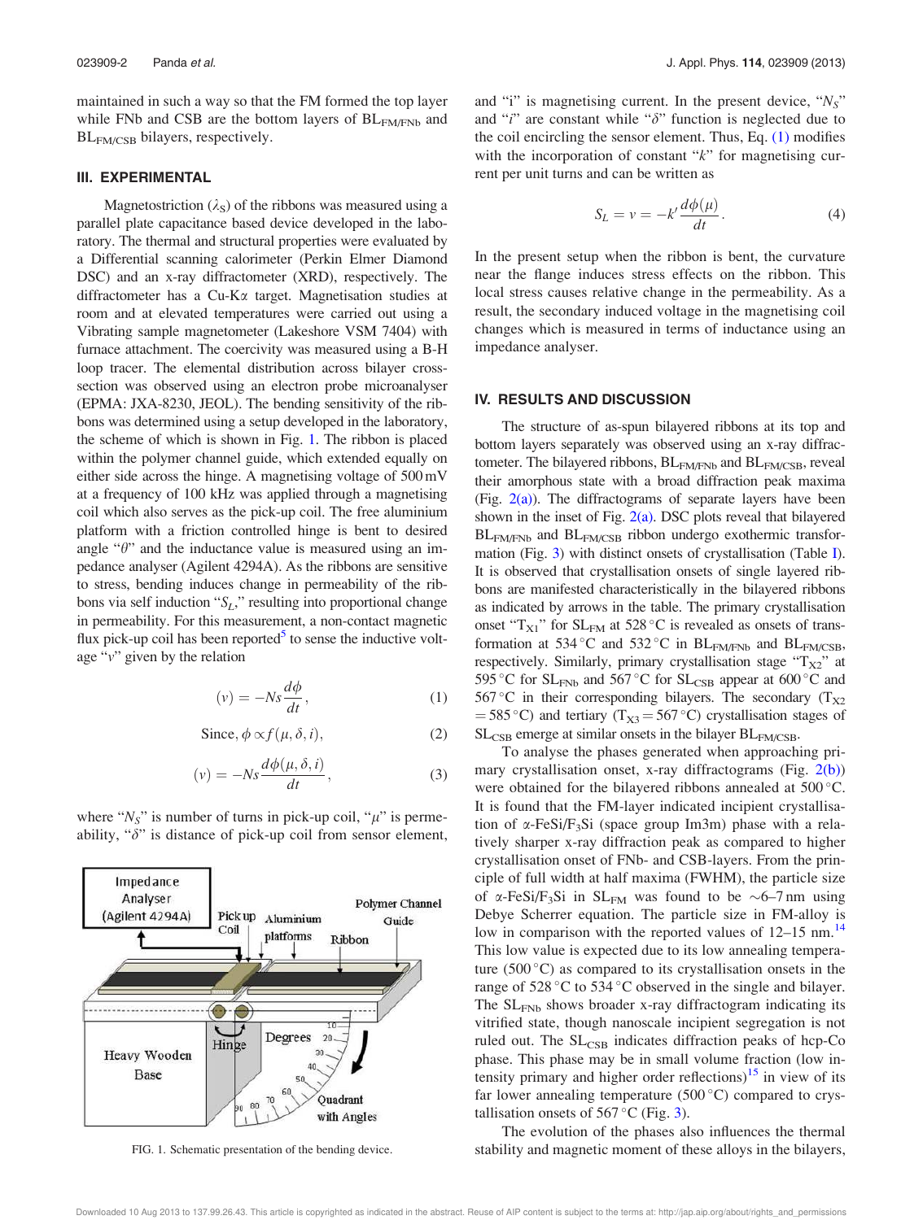maintained in such a way so that the FM formed the top layer while FNb and CSB are the bottom layers of $BL_{FM/FNb}$ and $BL_{FM/CSB}$ bilayers, respectively.

## III. EXPERIMENTAL

Magnetostriction ($\lambda_S$) of the ribbons was measured using a parallel plate capacitance based device developed in the laboratory. The thermal and structural properties were evaluated by a Differential scanning calorimeter (Perkin Elmer Diamond DSC) and an x-ray diffractometer (XRD), respectively. The diffractometer has a Cu-K$\alpha$ target. Magnetisation studies at room and at elevated temperatures were carried out using a Vibrating sample magnetometer (Lakeshore VSM 7404) with furnace attachment. The coercivity was measured using a B-H loop tracer. The elemental distribution across bilayer cross-section was observed using an electron probe microanalyser (EPMA: JXA-8230, JEOL). The bending sensitivity of the ribbons was determined using a setup developed in the laboratory, the scheme of which is shown in Fig. 1. The ribbon is placed within the polymer channel guide, which extended equally on either side across the hinge. A magnetising voltage of 500 mV at a frequency of 100 kHz was applied through a magnetising coil which also serves as the pick-up coil. The free aluminium platform with a friction controlled hinge is bent to desired angle "$\theta$" and the inductance value is measured using an impedance analyser (Agilent 4294A). As the ribbons are sensitive to stress, bending induces change in permeability of the ribbons via self induction "$S_L$," resulting into proportional change in permeability. For this measurement, a non-contact magnetic flux pick-up coil has been reported[5] to sense the inductive voltage "$v$" given by the relation

$$(v) = -Ns\frac{d\phi}{dt}, \quad (1)$$

$$\text{Since, } \phi \propto f(\mu, \delta, i), \quad (2)$$

$$(v) = -Ns\frac{d\phi(\mu, \delta, i)}{dt}, \quad (3)$$

where "$N_S$" is number of turns in pick-up coil, "$\mu$" is permeability, "$\delta$" is distance of pick-up coil from sensor element,

Impedance Analyser (Agilent 4294A)
Pick up Coil
Aluminium platforms
Polymer Channel Guide
Ribbon
Hinge
Degrees
Heavy Wooden Base
Quadrant with Angles
10
20
30
40
50
60
70
80
90

FIG. 1. Schematic presentation of the bending device.

and "i" is magnetising current. In the present device, "$N_S$" and "$i$" are constant while "$\delta$" function is neglected due to the coil encircling the sensor element. Thus, Eq. (1) modifies with the incorporation of constant "$k$" for magnetising current per unit turns and can be written as

$$S_L = v = -k'\frac{d\phi(\mu)}{dt}. \quad (4)$$

In the present setup when the ribbon is bent, the curvature near the flange induces stress effects on the ribbon. This local stress causes relative change in the permeability. As a result, the secondary induced voltage in the magnetising coil changes which is measured in terms of inductance using an impedance analyser.

## IV. RESULTS AND DISCUSSION

The structure of as-spun bilayered ribbons at its top and bottom layers separately was observed using an x-ray diffractometer. The bilayered ribbons, $BL_{FM/FNb}$ and $BL_{FM/CSB}$, reveal their amorphous state with a broad diffraction peak maxima (Fig. 2(a)). The diffractograms of separate layers have been shown in the inset of Fig. 2(a). DSC plots reveal that bilayered $BL_{FM/FNb}$ and $BL_{FM/CSB}$ ribbon undergo exothermic transformation (Fig. 3) with distinct onsets of crystallisation (Table I). It is observed that crystallisation onsets of single layered ribbons are manifested characteristically in the bilayered ribbons as indicated by arrows in the table. The primary crystallisation onset "$T_{X1}$" for $SL_{FM}$ at 528 °C is revealed as onsets of transformation at 534 °C and 532 °C in $BL_{FM/FNb}$ and $BL_{FM/CSB}$, respectively. Similarly, primary crystallisation stage "$T_{X2}$" at 595 °C for $SL_{FNb}$ and 567 °C for $SL_{CSB}$ appear at 600 °C and 567 °C in their corresponding bilayers. The secondary ($T_{X2}$ = 585 °C) and tertiary ($T_{X3}$ = 567 °C) crystallisation stages of $SL_{CSB}$ emerge at similar onsets in the bilayer $BL_{FM/CSB}$.

To analyse the phases generated when approaching primary crystallisation onset, x-ray diffractograms (Fig. 2(b)) were obtained for the bilayered ribbons annealed at 500 °C. It is found that the FM-layer indicated incipient crystallisation of $\alpha$-FeSi/$F_3$Si (space group Im3m) phase with a relatively sharper x-ray diffraction peak as compared to higher crystallisation onset of FNb- and CSB-layers. From the principle of full width at half maxima (FWHM), the particle size of $\alpha$-FeSi/$F_3$Si in $SL_{FM}$ was found to be ~6–7 nm using Debye Scherrer equation. The particle size in FM-alloy is low in comparison with the reported values of 12–15 nm.[14] This low value is expected due to its low annealing temperature (500 °C) as compared to its crystallisation onsets in the range of 528 °C to 534 °C observed in the single and bilayer. The $SL_{FNb}$ shows broader x-ray diffractogram indicating its vitrified state, though nanoscale incipient segregation is not ruled out. The $SL_{CSB}$ indicates diffraction peaks of hcp-Co phase. This phase may be in small volume fraction (low intensity primary and higher order reflections)[15] in view of its far lower annealing temperature (500 °C) compared to crystallisation onsets of 567 °C (Fig. 3).

The evolution of the phases also influences the thermal stability and magnetic moment of these alloys in the bilayers,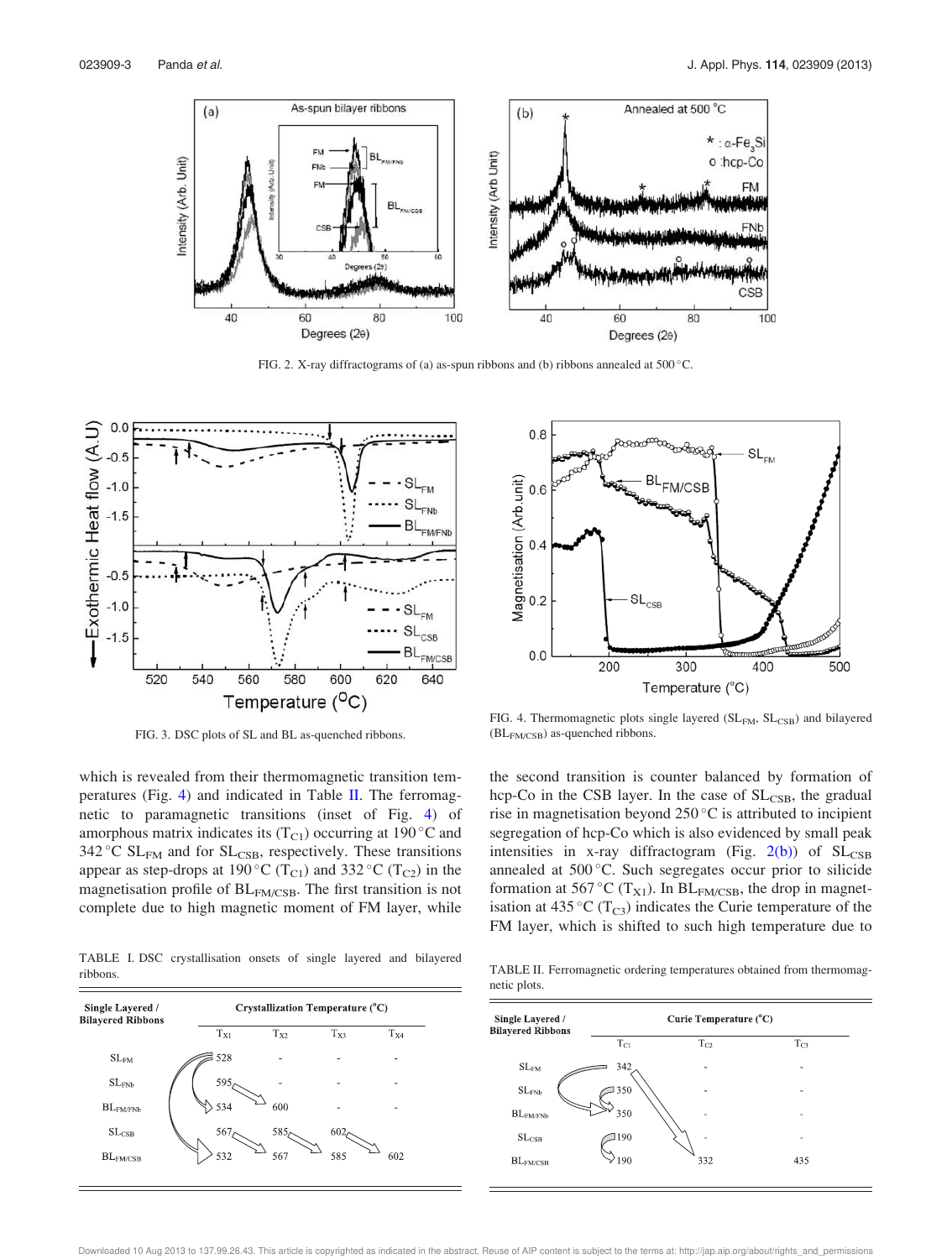(a)
As-spun bilayer ribbons
Intensity (Arb. Unit)
Degrees (2θ)
FM
FNb
FM
CSB
$BL_{FM/FNb}$
$BL_{FM/CSB}$

(b)
Annealed at 500 °C
* : α-$Fe_3Si$
o :hcp-Co
FM
FNb
CSB
Intensity (Arb Unit)
Degrees (2θ)

FIG. 2. X-ray diffractograms of (a) as-spun ribbons and (b) ribbons annealed at 500 °C.

Exothermic Heat flow (A.U)
Temperature (°C)
$SL_{FM}$
$SL_{FNb}$
$BL_{FM/FNb}$
$SL_{FM}$
$SL_{CSB}$
$BL_{FM/CSB}$

FIG. 3. DSC plots of SL and BL as-quenched ribbons.

Magnetisation (Arb.unit)
Temperature (°C)
$SL_{FM}$
$BL_{FM/CSB}$
$SL_{CSB}$

FIG. 4. Thermomagnetic plots single layered ($SL_{FM}$, $SL_{CSB}$) and bilayered ($BL_{FM/CSB}$) as-quenched ribbons.

which is revealed from their thermomagnetic transition temperatures (Fig. 4) and indicated in Table II. The ferromagnetic to paramagnetic transitions (inset of Fig. 4) of amorphous matrix indicates its ($T_{C1}$) occurring at 190 °C and 342 °C $SL_{FM}$ and for $SL_{CSB}$, respectively. These transitions appear as step-drops at 190 °C ($T_{C1}$) and 332 °C ($T_{C2}$) in the magnetisation profile of $BL_{FM/CSB}$. The first transition is not complete due to high magnetic moment of FM layer, while the second transition is counter balanced by formation of hcp-Co in the CSB layer. In the case of $SL_{CSB}$, the gradual rise in magnetisation beyond 250 °C is attributed to incipient segregation of hcp-Co which is also evidenced by small peak intensities in x-ray diffractogram (Fig. 2(b)) of $SL_{CSB}$ annealed at 500 °C. Such segregates occur prior to silicide formation at 567 °C ($T_{X1}$). In $BL_{FM/CSB}$, the drop in magnetisation at 435 °C ($T_{C3}$) indicates the Curie temperature of the FM layer, which is shifted to such high temperature due to

TABLE I. DSC crystallisation onsets of single layered and bilayered ribbons.

| Single Layered / Bilayered Ribbons | Crystallization Temperature (°C) | | | |
|---|---|---|---|---|
| | $T_{X1}$ | $T_{X2}$ | $T_{X3}$ | $T_{X4}$ |
| $SL_{FM}$ | 528 | - | - | - |
| $SL_{FNb}$ | 595 | - | - | - |
| $BL_{FM/FNb}$ | 534 | 600 | - | - |
| $SL_{CSB}$ | 567 | 585 | 602 | - |
| $BL_{FM/CSB}$ | 532 | 567 | 585 | 602 |

TABLE II. Ferromagnetic ordering temperatures obtained from thermomagnetic plots.

| Single Layered / Bilayered Ribbons | Curie Temperature (°C) | | |
|---|---|---|---|
| | $T_{C1}$ | $T_{C2}$ | $T_{C3}$ |
| $SL_{FM}$ | 342 | - | - |
| $SL_{FNb}$ | 350 | - | - |
| $BL_{FM/FNb}$ | 350 | - | - |
| $SL_{CSB}$ | 190 | - | - |
| $BL_{FM/CSB}$ | 190 | 332 | 435 |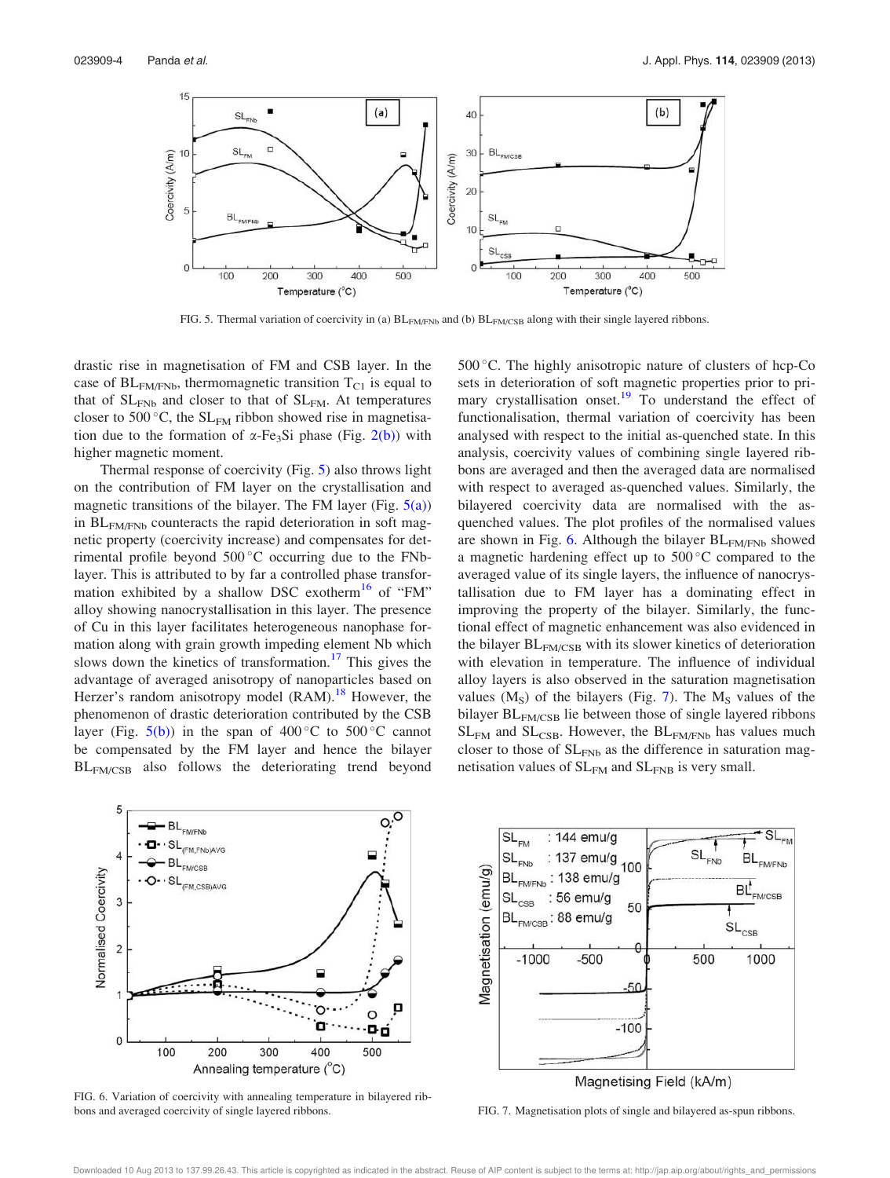FIG. 5. Thermal variation of coercivity in (a) $BL_{FM/FNb}$ and (b) $BL_{FM/CSB}$ along with their single layered ribbons.

drastic rise in magnetisation of FM and CSB layer. In the case of $BL_{FM/FNb}$, thermomagnetic transition $T_{C1}$ is equal to that of $SL_{FNb}$ and closer to that of $SL_{FM}$. At temperatures closer to 500 °C, the $SL_{FM}$ ribbon showed rise in magnetisation due to the formation of α-$Fe_3Si$ phase (Fig. 2(b)) with higher magnetic moment.

Thermal response of coercivity (Fig. 5) also throws light on the contribution of FM layer on the crystallisation and magnetic transitions of the bilayer. The FM layer (Fig. 5(a)) in $BL_{FM/FNb}$ counteracts the rapid deterioration in soft magnetic property (coercivity increase) and compensates for detrimental profile beyond 500 °C occurring due to the FNb-layer. This is attributed to by far a controlled phase transformation exhibited by a shallow DSC exotherm[16] of "FM" alloy showing nanocrystallisation in this layer. The presence of Cu in this layer facilitates heterogeneous nanophase formation along with grain growth impeding element Nb which slows down the kinetics of transformation.[17] This gives the advantage of averaged anisotropy of nanoparticles based on Herzer's random anisotropy model (RAM).[18] However, the phenomenon of drastic deterioration contributed by the CSB layer (Fig. 5(b)) in the span of 400 °C to 500 °C cannot be compensated by the FM layer and hence the bilayer $BL_{FM/CSB}$ also follows the deteriorating trend beyond 500 °C. The highly anisotropic nature of clusters of hcp-Co sets in deterioration of soft magnetic properties prior to primary crystallisation onset.[19] To understand the effect of functionalisation, thermal variation of coercivity has been analysed with respect to the initial as-quenched state. In this analysis, coercivity values of combining single layered ribbons are averaged and then the averaged data are normalised with respect to averaged as-quenched values. Similarly, the bilayered coercivity data are normalised with the as-quenched values. The plot profiles of the normalised values are shown in Fig. 6. Although the bilayer $BL_{FM/FNb}$ showed a magnetic hardening effect up to 500 °C compared to the averaged value of its single layers, the influence of nanocrystallisation due to FM layer has a dominating effect in improving the property of the bilayer. Similarly, the functional effect of magnetic enhancement was also evidenced in the bilayer $BL_{FM/CSB}$ with its slower kinetics of deterioration with elevation in temperature. The influence of individual alloy layers is also observed in the saturation magnetisation values ($M_S$) of the bilayers (Fig. 7). The $M_S$ values of the bilayer $BL_{FM/CSB}$ lie between those of single layered ribbons $SL_{FM}$ and $SL_{CSB}$. However, the $BL_{FM/FNb}$ has values much closer to those of $SL_{FNb}$ as the difference in saturation magnetisation values of $SL_{FM}$ and $SL_{FNB}$ is very small.

FIG. 6. Variation of coercivity with annealing temperature in bilayered ribbons and averaged coercivity of single layered ribbons.

FIG. 7. Magnetisation plots of single and bilayered as-spun ribbons.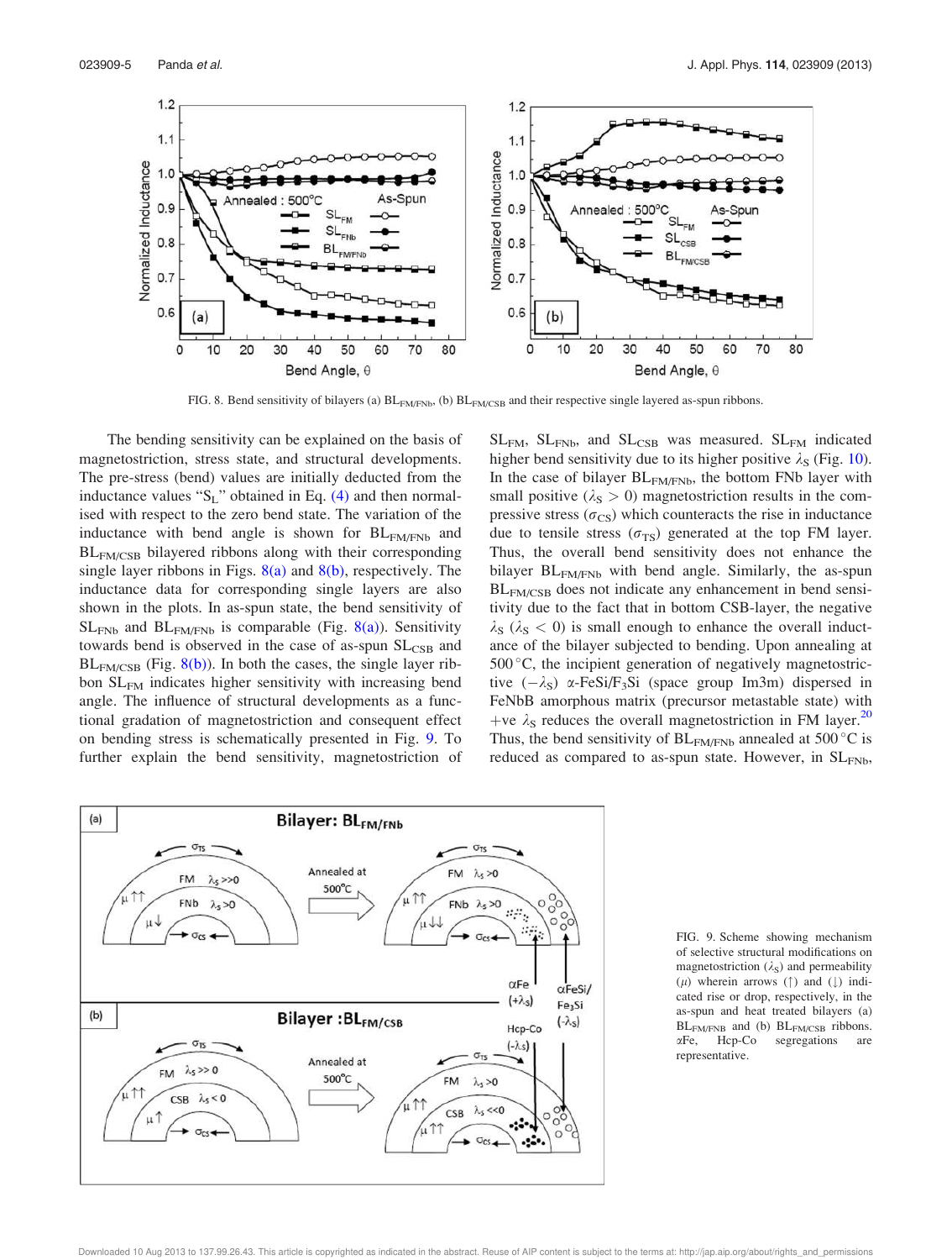1.2
1.1
1.0
0.9
0.8
0.7
0.6
(a)
Normalized Inductance
Annealed : 500°C
As-Spun
$SL_{FM}$
$SL_{FNb}$
$BL_{FM/FNb}$
0 10 20 30 40 50 60 70 80
Bend Angle, θ

1.2
1.1
1.0
0.9
0.8
0.7
0.6
(b)
Normalized Inductance
Annealed : 500°C
As-Spun
$SL_{FM}$
$SL_{CSB}$
$BL_{FM/CSB}$
0 10 20 30 40 50 60 70 80
Bend Angle, θ

FIG. 8. Bend sensitivity of bilayers (a) $BL_{FM/FNb}$, (b) $BL_{FM/CSB}$ and their respective single layered as-spun ribbons.

The bending sensitivity can be explained on the basis of magnetostriction, stress state, and structural developments. The pre-stress (bend) values are initially deducted from the inductance values "$S_L$" obtained in Eq. (4) and then normalised with respect to the zero bend state. The variation of the inductance with bend angle is shown for $BL_{FM/FNb}$ and $BL_{FM/CSB}$ bilayered ribbons along with their corresponding single layer ribbons in Figs. 8(a) and 8(b), respectively. The inductance data for corresponding single layers are also shown in the plots. In as-spun state, the bend sensitivity of $SL_{FNb}$ and $BL_{FM/FNb}$ is comparable (Fig. 8(a)). Sensitivity towards bend is observed in the case of as-spun $SL_{CSB}$ and $BL_{FM/CSB}$ (Fig. 8(b)). In both the cases, the single layer ribbon $SL_{FM}$ indicates higher sensitivity with increasing bend angle. The influence of structural developments as a functional gradation of magnetostriction and consequent effect on bending stress is schematically presented in Fig. 9. To further explain the bend sensitivity, magnetostriction of $SL_{FM}$, $SL_{FNb}$, and $SL_{CSB}$ was measured. $SL_{FM}$ indicated higher bend sensitivity due to its higher positive $\lambda_S$ (Fig. 10). In the case of bilayer $BL_{FM/FNb}$, the bottom FNb layer with small positive ($\lambda_S > 0$) magnetostriction results in the compressive stress ($\sigma_{CS}$) which counteracts the rise in inductance due to tensile stress ($\sigma_{TS}$) generated at the top FM layer. Thus, the overall bend sensitivity does not enhance the bilayer $BL_{FM/FNb}$ with bend angle. Similarly, the as-spun $BL_{FM/CSB}$ does not indicate any enhancement in bend sensitivity due to the fact that in bottom CSB-layer, the negative $\lambda_S$ ($\lambda_S < 0$) is small enough to enhance the overall inductance of the bilayer subjected to bending. Upon annealing at 500 °C, the incipient generation of negatively magnetostrictive ($-\lambda_S$) α-FeSi/$F_3Si$ (space group Im3m) dispersed in FeNbB amorphous matrix (precursor metastable state) with +ve $\lambda_S$ reduces the overall magnetostriction in FM layer.[20] Thus, the bend sensitivity of $BL_{FM/FNb}$ annealed at 500 °C is reduced as compared to as-spun state. However, in $SL_{FNb}$,

(a) Bilayer: $BL_{FM/FNb}$
$\sigma_{TS}$
FM $\lambda_S >> 0$
FNb $\lambda_S > 0$
μ↑↑
μ↓
$\sigma_{CS}$
Annealed at 500°C
FM $\lambda_S > 0$
FNb $\lambda_S > 0$
μ↑↑
μ↓↓
αFe ($+\lambda_S$)
αFeSi/ $Fe_3Si$ ($-\lambda_S$)
Hcp-Co ($-\lambda_S$)

(b) Bilayer: $BL_{FM/CSB}$
$\sigma_{TS}$
FM $\lambda_S >> 0$
CSB $\lambda_S < 0$
μ↑↑
μ↑
$\sigma_{CS}$
Annealed at 500°C
FM $\lambda_S > 0$
CSB $\lambda_S << 0$
μ↑↑
μ↑↑

FIG. 9. Scheme showing mechanism of selective structural modifications on magnetostriction ($\lambda_S$) and permeability ($\mu$) wherein arrows (↑) and (↓) indicated rise or drop, respectively, in the as-spun and heat treated bilayers (a) $BL_{FM/FNB}$ and (b) $BL_{FM/CSB}$ ribbons. αFe, Hcp-Co segregations are representative.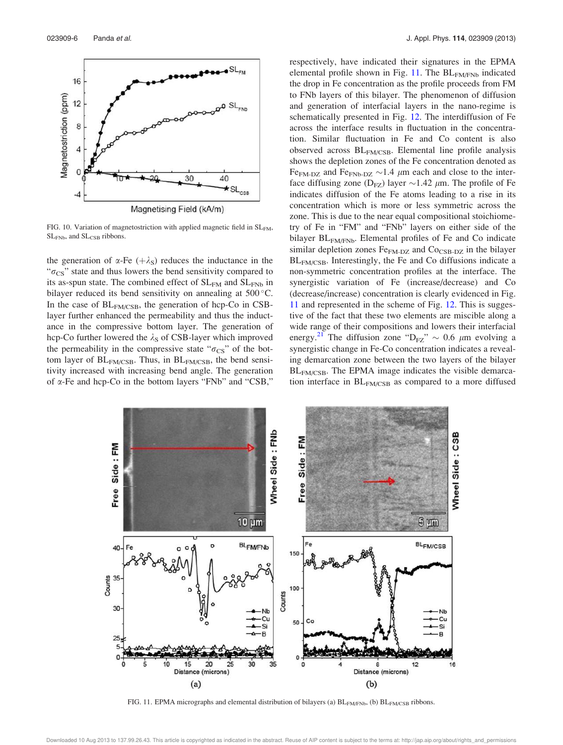Magnetostriction (ppm)

Magnetising Field (kA/m)

$SL_{FM}$

$SL_{FNb}$

$SL_{CSB}$

FIG. 10. Variation of magnetostriction with applied magnetic field in $SL_{FM}$, $SL_{FNb}$, and $SL_{CSB}$ ribbons.

the generation of α-Fe ($+\lambda_S$) reduces the inductance in the "$\sigma_{CS}$" state and thus lowers the bend sensitivity compared to its as-spun state. The combined effect of $SL_{FM}$ and $SL_{FNb}$ in bilayer reduced its bend sensitivity on annealing at 500 °C. In the case of $BL_{FM/CSB}$, the generation of hcp-Co in CSB-layer further enhanced the permeability and thus the inductance in the compressive bottom layer. The generation of hcp-Co further lowered the $\lambda_S$ of CSB-layer which improved the permeability in the compressive state "$\sigma_{CS}$" of the bottom layer of $BL_{FM/CSB}$. Thus, in $BL_{FM/CSB}$, the bend sensitivity increased with increasing bend angle. The generation of α-Fe and hcp-Co in the bottom layers "FNb" and "CSB," respectively, have indicated their signatures in the EPMA elemental profile shown in Fig. 11. The $BL_{FM/FNb}$ indicated the drop in Fe concentration as the profile proceeds from FM to FNb layers of this bilayer. The phenomenon of diffusion and generation of interfacial layers in the nano-regime is schematically presented in Fig. 12. The interdiffusion of Fe across the interface results in fluctuation in the concentration. Similar fluctuation in Fe and Co content is also observed across $BL_{FM/CSB}$. Elemental line profile analysis shows the depletion zones of the Fe concentration denoted as $Fe_{FM\text{-}DZ}$ and $Fe_{FNb\text{-}DZ}$ ~1.4 μm each and close to the interface diffusing zone ($D_{FZ}$) layer ~1.42 μm. The profile of Fe indicates diffusion of the Fe atoms leading to a rise in its concentration which is more or less symmetric across the zone. This is due to the near equal compositional stoichiometry of Fe in "FM" and "FNb" layers on either side of the bilayer $BL_{FM/FNb}$. Elemental profiles of Fe and Co indicate similar depletion zones $Fe_{FM\text{-}DZ}$ and $Co_{CSB\text{-}DZ}$ in the bilayer $BL_{FM/CSB}$. Interestingly, the Fe and Co diffusions indicate a non-symmetric concentration profiles at the interface. The synergistic variation of Fe (increase/decrease) and Co (decrease/increase) concentration is clearly evidenced in Fig. 11 and represented in the scheme of Fig. 12. This is suggestive of the fact that these two elements are miscible along a wide range of their compositions and lowers their interfacial energy.[21] The diffusion zone "$D_{FZ}$" ~ 0.6 μm evolving a synergistic change in Fe-Co concentration indicates a revealing demarcation zone between the two layers of the bilayer $BL_{FM/CSB}$. The EPMA image indicates the visible demarcation interface in $BL_{FM/CSB}$ as compared to a more diffused

Free Side : FM

Wheel Side : FNb

10 μm

Free Side : FM

Wheel Side : CSB

5 μm

$BL_{FM/FNb}$

Counts

Distance (microns)

(a)

$BL_{FM/CSB}$

Counts

Distance (microns)

(b)

FIG. 11. EPMA micrographs and elemental distribution of bilayers (a) $BL_{FM/FNb}$, (b) $BL_{FM/CSB}$ ribbons.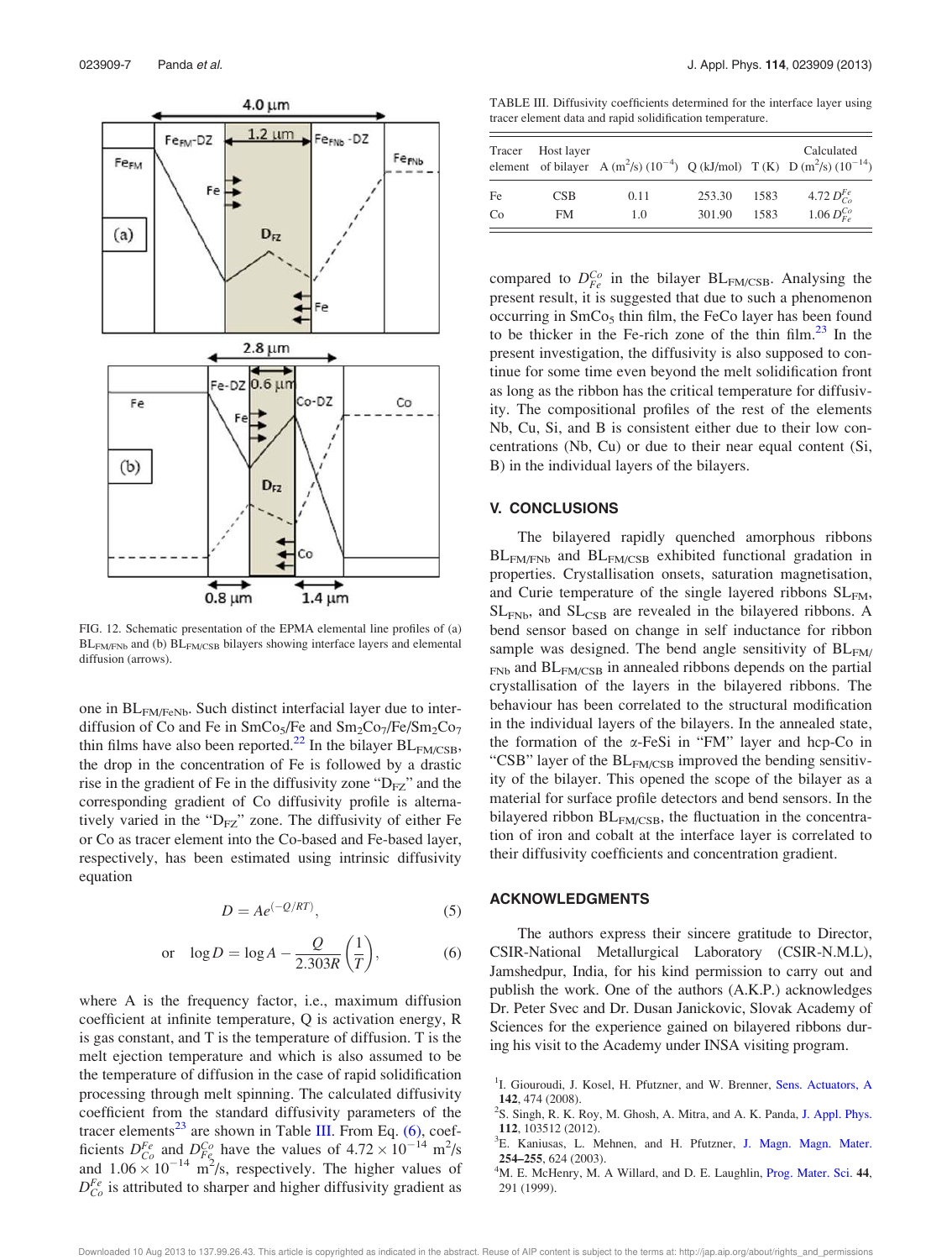4.0 μm
1.2 μm
$Fe_{FM}$-DZ
$Fe_{FNb}$-DZ
$Fe_{FM}$
$Fe_{FNb}$
Fe
(a)
$D_{FZ}$
Fe
2.8 μm
Fe-DZ
0.6 μm
Co-DZ
Fe
Co
Fe
(b)
$D_{FZ}$
Co
0.8 μm
1.4 μm

FIG. 12. Schematic presentation of the EPMA elemental line profiles of (a) $BL_{FM/FNb}$ and (b) $BL_{FM/CSB}$ bilayers showing interface layers and elemental diffusion (arrows).

one in $BL_{FM/FeNb}$. Such distinct interfacial layer due to interdiffusion of Co and Fe in $SmCo_5$/Fe and $Sm_2Co_7$/Fe/$Sm_2Co_7$ thin films have also been reported.[22] In the bilayer $BL_{FM/CSB}$, the drop in the concentration of Fe is followed by a drastic rise in the gradient of Fe in the diffusivity zone "$D_{FZ}$" and the corresponding gradient of Co diffusivity profile is alternatively varied in the "$D_{FZ}$" zone. The diffusivity of either Fe or Co as tracer element into the Co-based and Fe-based layer, respectively, has been estimated using intrinsic diffusivity equation

$$D = Ae^{(-Q/RT)}, \tag{5}$$

$$\text{or} \quad \log D = \log A - \frac{Q}{2.303R}\left(\frac{1}{T}\right), \tag{6}$$

where A is the frequency factor, i.e., maximum diffusion coefficient at infinite temperature, Q is activation energy, R is gas constant, and T is the temperature of diffusion. T is the melt ejection temperature and which is also assumed to be the temperature of diffusion in the case of rapid solidification processing through melt spinning. The calculated diffusivity coefficient from the standard diffusivity parameters of the tracer elements[23] are shown in Table III. From Eq. (6), coefficients $D^{Fe}_{Co}$ and $D^{Co}_{Fe}$ have the values of $4.72 \times 10^{-14}$ $m^2$/s and $1.06 \times 10^{-14}$ $m^2$/s, respectively. The higher values of $D^{Fe}_{Co}$ is attributed to sharper and higher diffusivity gradient as compared to $D^{Co}_{Fe}$ in the bilayer $BL_{FM/CSB}$. Analysing the present result, it is suggested that due to such a phenomenon occurring in $SmCo_5$ thin film, the FeCo layer has been found to be thicker in the Fe-rich zone of the thin film.[23] In the present investigation, the diffusivity is also supposed to continue for some time even beyond the melt solidification front as long as the ribbon has the critical temperature for diffusivity. The compositional profiles of the rest of the elements Nb, Cu, Si, and B is consistent either due to their low concentrations (Nb, Cu) or due to their near equal content (Si, B) in the individual layers of the bilayers.

TABLE III. Diffusivity coefficients determined for the interface layer using tracer element data and rapid solidification temperature.

| Tracer element | Host layer of bilayer | A ($m^2$/s) ($10^{-4}$) | Q (kJ/mol) | T (K) | Calculated D ($m^2$/s) ($10^{-14}$) |
|---|---|---|---|---|---|
| Fe | CSB | 0.11 | 253.30 | 1583 | 4.72 $D^{Fe}_{Co}$ |
| Co | FM | 1.0 | 301.90 | 1583 | 1.06 $D^{Co}_{Fe}$ |

## V. CONCLUSIONS

The bilayered rapidly quenched amorphous ribbons $BL_{FM/FNb}$ and $BL_{FM/CSB}$ exhibited functional gradation in properties. Crystallisation onsets, saturation magnetisation, and Curie temperature of the single layered ribbons $SL_{FM}$, $SL_{FNb}$, and $SL_{CSB}$ are revealed in the bilayered ribbons. A bend sensor based on change in self inductance for ribbon sample was designed. The bend angle sensitivity of $BL_{FM/FNb}$ and $BL_{FM/CSB}$ in annealed ribbons depends on the partial crystallisation of the layers in the bilayered ribbons. The behaviour has been correlated to the structural modification in the individual layers of the bilayers. In the annealed state, the formation of the α-FeSi in "FM" layer and hcp-Co in "CSB" layer of the $BL_{FM/CSB}$ improved the bending sensitivity of the bilayer. This opened the scope of the bilayer as a material for surface profile detectors and bend sensors. In the bilayered ribbon $BL_{FM/CSB}$, the fluctuation in the concentration of iron and cobalt at the interface layer is correlated to their diffusivity coefficients and concentration gradient.

## ACKNOWLEDGMENTS

The authors express their sincere gratitude to Director, CSIR-National Metallurgical Laboratory (CSIR-N.M.L), Jamshedpur, India, for his kind permission to carry out and publish the work. One of the authors (A.K.P.) acknowledges Dr. Peter Svec and Dr. Dusan Janickovic, Slovak Academy of Sciences for the experience gained on bilayered ribbons during his visit to the Academy under INSA visiting program.

[1] I. Giouroudi, J. Kosel, H. Pfutzner, and W. Brenner, Sens. Actuators, A **142**, 474 (2008).

[2] S. Singh, R. K. Roy, M. Ghosh, A. Mitra, and A. K. Panda, J. Appl. Phys. **112**, 103512 (2012).

[3] E. Kaniusas, L. Mehnen, and H. Pfutzner, J. Magn. Magn. Mater. **254–255**, 624 (2003).

[4] M. E. McHenry, M. A Willard, and D. E. Laughlin, Prog. Mater. Sci. **44**, 291 (1999).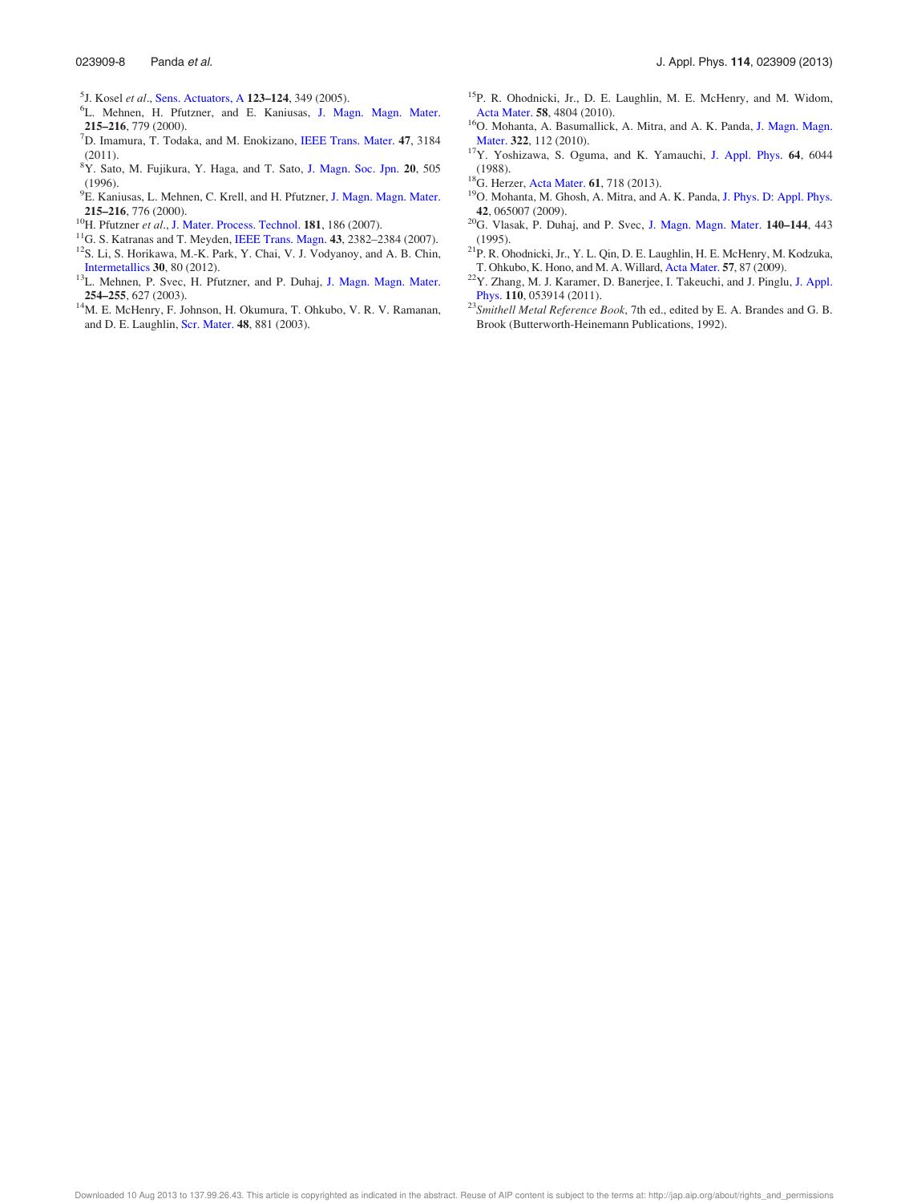[5] J. Kosel *et al.*, Sens. Actuators, A **123–124**, 349 (2005).

[6] L. Mehnen, H. Pfutzner, and E. Kaniusas, J. Magn. Magn. Mater. **215–216**, 779 (2000).

[7] D. Imamura, T. Todaka, and M. Enokizano, IEEE Trans. Mater. **47**, 3184 (2011).

[8] Y. Sato, M. Fujikura, Y. Haga, and T. Sato, J. Magn. Soc. Jpn. **20**, 505 (1996).

[9] E. Kaniusas, L. Mehnen, C. Krell, and H. Pfutzner, J. Magn. Magn. Mater. **215–216**, 776 (2000).

[10] H. Pfutzner *et al.*, J. Mater. Process. Technol. **181**, 186 (2007).

[11] G. S. Katranas and T. Meyden, IEEE Trans. Magn. **43**, 2382–2384 (2007).

[12] S. Li, S. Horikawa, M.-K. Park, Y. Chai, V. J. Vodyanoy, and A. B. Chin, Intermetallics **30**, 80 (2012).

[13] L. Mehnen, P. Svec, H. Pfutzner, and P. Duhaj, J. Magn. Magn. Mater. **254–255**, 627 (2003).

[14] M. E. McHenry, F. Johnson, H. Okumura, T. Ohkubo, V. R. V. Ramanan, and D. E. Laughlin, Scr. Mater. **48**, 881 (2003).

[15] P. R. Ohodnicki, Jr., D. E. Laughlin, M. E. McHenry, and M. Widom, Acta Mater. **58**, 4804 (2010).

[16] O. Mohanta, A. Basumallick, A. Mitra, and A. K. Panda, J. Magn. Magn. Mater. **322**, 112 (2010).

[17] Y. Yoshizawa, S. Oguma, and K. Yamauchi, J. Appl. Phys. **64**, 6044 (1988).

[18] G. Herzer, Acta Mater. **61**, 718 (2013).

[19] O. Mohanta, M. Ghosh, A. Mitra, and A. K. Panda, J. Phys. D: Appl. Phys. **42**, 065007 (2009).

[20] G. Vlasak, P. Duhaj, and P. Svec, J. Magn. Magn. Mater. **140–144**, 443 (1995).

[21] P. R. Ohodnicki, Jr., Y. L. Qin, D. E. Laughlin, H. E. McHenry, M. Kodzuka, T. Ohkubo, K. Hono, and M. A. Willard, Acta Mater. **57**, 87 (2009).

[22] Y. Zhang, M. J. Karamer, D. Banerjee, I. Takeuchi, and J. Pinglu, J. Appl. Phys. **110**, 053914 (2011).

[23] *Smithell Metal Reference Book*, 7th ed., edited by E. A. Brandes and G. B. Brook (Butterworth-Heinemann Publications, 1992).